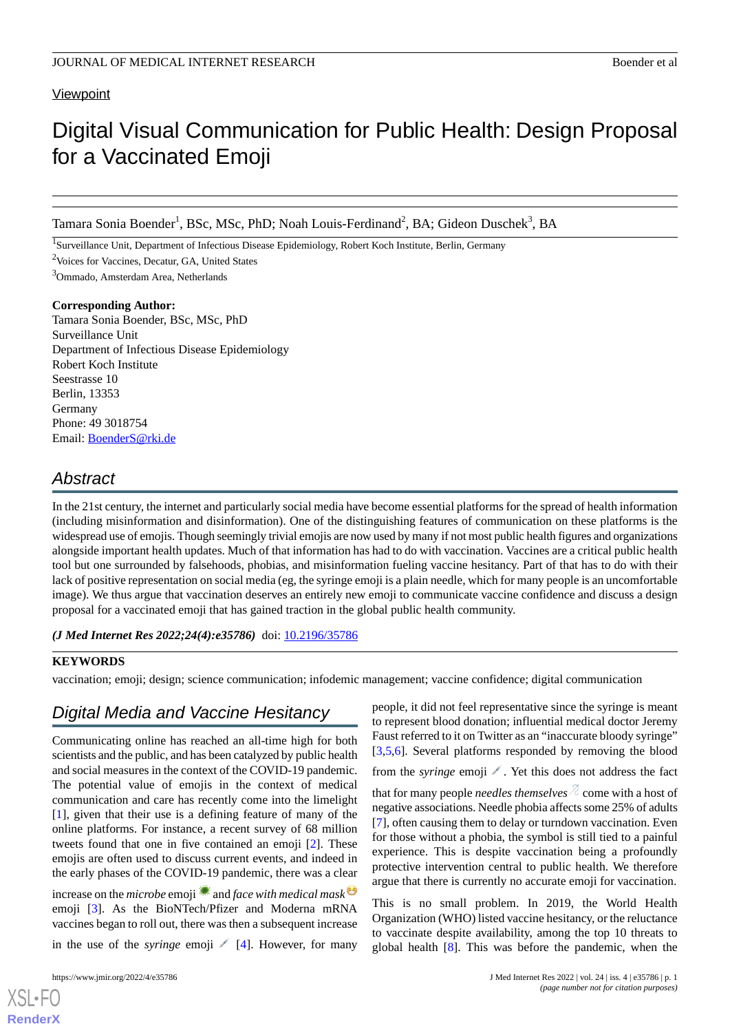Viewpoint

# Digital Visual Communication for Public Health: Design Proposal for a Vaccinated Emoji

Tamara Sonia Boender[1], BSc, MSc, PhD; Noah Louis-Ferdinand[2], BA; Gideon Duschek[3], BA

[1]Surveillance Unit, Department of Infectious Disease Epidemiology, Robert Koch Institute, Berlin, Germany

[2]Voices for Vaccines, Decatur, GA, United States

[3]Ommado, Amsterdam Area, Netherlands

**Corresponding Author:**
Tamara Sonia Boender, BSc, MSc, PhD
Surveillance Unit
Department of Infectious Disease Epidemiology
Robert Koch Institute
Seestrasse 10
Berlin, 13353
Germany
Phone: 49 3018754
Email: BoenderS@rki.de

## Abstract

In the 21st century, the internet and particularly social media have become essential platforms for the spread of health information (including misinformation and disinformation). One of the distinguishing features of communication on these platforms is the widespread use of emojis. Though seemingly trivial emojis are now used by many if not most public health figures and organizations alongside important health updates. Much of that information has had to do with vaccination. Vaccines are a critical public health tool but one surrounded by falsehoods, phobias, and misinformation fueling vaccine hesitancy. Part of that has to do with their lack of positive representation on social media (eg, the syringe emoji is a plain needle, which for many people is an uncomfortable image). We thus argue that vaccination deserves an entirely new emoji to communicate vaccine confidence and discuss a design proposal for a vaccinated emoji that has gained traction in the global public health community.

***(J Med Internet Res 2022;24(4):e35786)*** doi: 10.2196/35786

**KEYWORDS**

vaccination; emoji; design; science communication; infodemic management; vaccine confidence; digital communication

## Digital Media and Vaccine Hesitancy

Communicating online has reached an all-time high for both scientists and the public, and has been catalyzed by public health and social measures in the context of the COVID-19 pandemic. The potential value of emojis in the context of medical communication and care has recently come into the limelight [1], given that their use is a defining feature of many of the online platforms. For instance, a recent survey of 68 million tweets found that one in five contained an emoji [2]. These emojis are often used to discuss current events, and indeed in the early phases of the COVID-19 pandemic, there was a clear increase on the *microbe* emoji 🦠 and *face with medical mask* 😷 emoji [3]. As the BioNTech/Pfizer and Moderna mRNA vaccines began to roll out, there was then a subsequent increase in the use of the *syringe* emoji 💉 [4]. However, for many people, it did not feel representative since the syringe is meant to represent blood donation; influential medical doctor Jeremy Faust referred to it on Twitter as an "inaccurate bloody syringe" [3,5,6]. Several platforms responded by removing the blood from the *syringe* emoji 💉. Yet this does not address the fact that for many people *needles themselves* 💉 come with a host of negative associations. Needle phobia affects some 25% of adults [7], often causing them to delay or turndown vaccination. Even for those without a phobia, the symbol is still tied to a painful experience. This is despite vaccination being a profoundly protective intervention central to public health. We therefore argue that there is currently no accurate emoji for vaccination.

This is no small problem. In 2019, the World Health Organization (WHO) listed vaccine hesitancy, or the reluctance to vaccinate despite availability, among the top 10 threats to global health [8]. This was before the pandemic, when the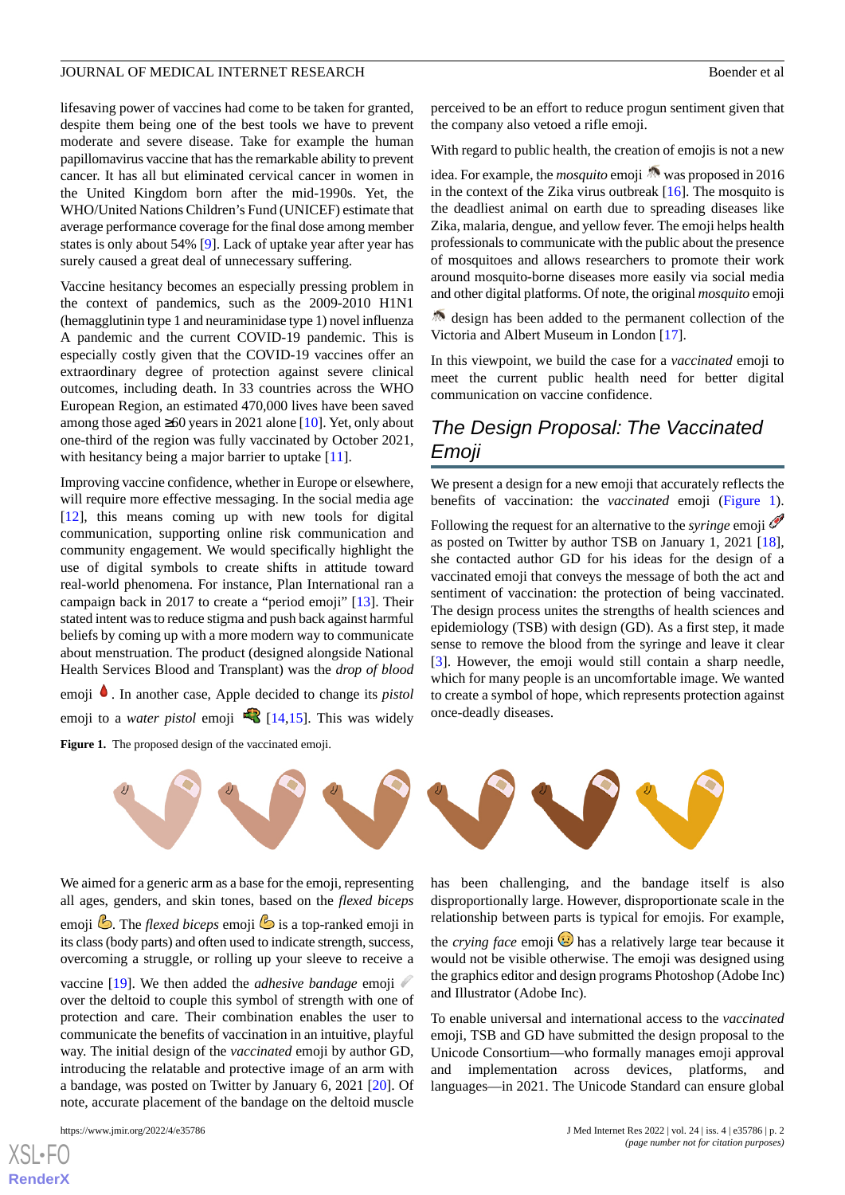lifesaving power of vaccines had come to be taken for granted, despite them being one of the best tools we have to prevent moderate and severe disease. Take for example the human papillomavirus vaccine that has the remarkable ability to prevent cancer. It has all but eliminated cervical cancer in women in the United Kingdom born after the mid-1990s. Yet, the WHO/United Nations Children's Fund (UNICEF) estimate that average performance coverage for the final dose among member states is only about 54% [9]. Lack of uptake year after year has surely caused a great deal of unnecessary suffering.

Vaccine hesitancy becomes an especially pressing problem in the context of pandemics, such as the 2009-2010 H1N1 (hemagglutinin type 1 and neuraminidase type 1) novel influenza A pandemic and the current COVID-19 pandemic. This is especially costly given that the COVID-19 vaccines offer an extraordinary degree of protection against severe clinical outcomes, including death. In 33 countries across the WHO European Region, an estimated 470,000 lives have been saved among those aged ≥60 years in 2021 alone [10]. Yet, only about one-third of the region was fully vaccinated by October 2021, with hesitancy being a major barrier to uptake [11].

Improving vaccine confidence, whether in Europe or elsewhere, will require more effective messaging. In the social media age [12], this means coming up with new tools for digital communication, supporting online risk communication and community engagement. We would specifically highlight the use of digital symbols to create shifts in attitude toward real-world phenomena. For instance, Plan International ran a campaign back in 2017 to create a "period emoji" [13]. Their stated intent was to reduce stigma and push back against harmful beliefs by coming up with a more modern way to communicate about menstruation. The product (designed alongside National Health Services Blood and Transplant) was the *drop of blood* emoji 🩸. In another case, Apple decided to change its *pistol* emoji to a *water pistol* emoji 🔫 [14,15]. This was widely perceived to be an effort to reduce progun sentiment given that the company also vetoed a rifle emoji.

With regard to public health, the creation of emojis is not a new idea. For example, the *mosquito* emoji 🦟 was proposed in 2016 in the context of the Zika virus outbreak [16]. The mosquito is the deadliest animal on earth due to spreading diseases like Zika, malaria, dengue, and yellow fever. The emoji helps health professionals to communicate with the public about the presence of mosquitoes and allows researchers to promote their work around mosquito-borne diseases more easily via social media and other digital platforms. Of note, the original *mosquito* emoji 🦟 design has been added to the permanent collection of the Victoria and Albert Museum in London [17].

In this viewpoint, we build the case for a *vaccinated* emoji to meet the current public health need for better digital communication on vaccine confidence.

## The Design Proposal: The Vaccinated Emoji

We present a design for a new emoji that accurately reflects the benefits of vaccination: the *vaccinated* emoji (Figure 1).

Following the request for an alternative to the *syringe* emoji 💉 as posted on Twitter by author TSB on January 1, 2021 [18], she contacted author GD for his ideas for the design of a vaccinated emoji that conveys the message of both the act and sentiment of vaccination: the protection of being vaccinated. The design process unites the strengths of health sciences and epidemiology (TSB) with design (GD). As a first step, it made sense to remove the blood from the syringe and leave it clear [3]. However, the emoji would still contain a sharp needle, which for many people is an uncomfortable image. We wanted to create a symbol of hope, which represents protection against once-deadly diseases.

**Figure 1.** The proposed design of the vaccinated emoji.

We aimed for a generic arm as a base for the emoji, representing all ages, genders, and skin tones, based on the *flexed biceps* emoji 💪. The *flexed biceps* emoji 💪 is a top-ranked emoji in its class (body parts) and often used to indicate strength, success, overcoming a struggle, or rolling up your sleeve to receive a vaccine [19]. We then added the *adhesive bandage* emoji 🩹 over the deltoid to couple this symbol of strength with one of protection and care. Their combination enables the user to communicate the benefits of vaccination in an intuitive, playful way. The initial design of the *vaccinated* emoji by author GD, introducing the relatable and protective image of an arm with a bandage, was posted on Twitter by January 6, 2021 [20]. Of note, accurate placement of the bandage on the deltoid muscle has been challenging, and the bandage itself is also disproportionally large. However, disproportionate scale in the relationship between parts is typical for emojis. For example, the *crying face* emoji 😢 has a relatively large tear because it would not be visible otherwise. The emoji was designed using the graphics editor and design programs Photoshop (Adobe Inc) and Illustrator (Adobe Inc).

To enable universal and international access to the *vaccinated* emoji, TSB and GD have submitted the design proposal to the Unicode Consortium—who formally manages emoji approval and implementation across devices, platforms, and languages—in 2021. The Unicode Standard can ensure global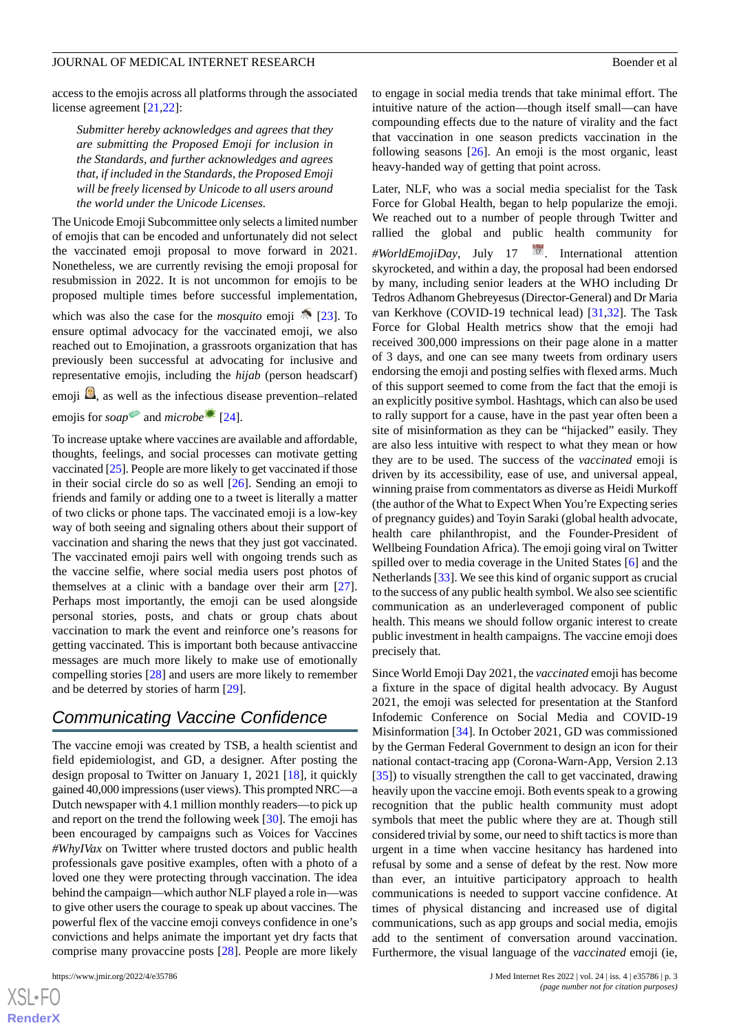access to the emojis across all platforms through the associated license agreement [21,22]:

> *Submitter hereby acknowledges and agrees that they are submitting the Proposed Emoji for inclusion in the Standards, and further acknowledges and agrees that, if included in the Standards, the Proposed Emoji will be freely licensed by Unicode to all users around the world under the Unicode Licenses.*

The Unicode Emoji Subcommittee only selects a limited number of emojis that can be encoded and unfortunately did not select the vaccinated emoji proposal to move forward in 2021. Nonetheless, we are currently revising the emoji proposal for resubmission in 2022. It is not uncommon for emojis to be proposed multiple times before successful implementation, which was also the case for the *mosquito* emoji 🦟 [23]. To ensure optimal advocacy for the vaccinated emoji, we also reached out to Emojination, a grassroots organization that has previously been successful at advocating for inclusive and representative emojis, including the *hijab* (person headscarf) emoji 🧕, as well as the infectious disease prevention–related emojis for *soap* 🧼 and *microbe* 🦠 [24].

To increase uptake where vaccines are available and affordable, thoughts, feelings, and social processes can motivate getting vaccinated [25]. People are more likely to get vaccinated if those in their social circle do so as well [26]. Sending an emoji to friends and family or adding one to a tweet is literally a matter of two clicks or phone taps. The vaccinated emoji is a low-key way of both seeing and signaling others about their support of vaccination and sharing the news that they just got vaccinated. The vaccinated emoji pairs well with ongoing trends such as the vaccine selfie, where social media users post photos of themselves at a clinic with a bandage over their arm [27]. Perhaps most importantly, the emoji can be used alongside personal stories, posts, and chats or group chats about vaccination to mark the event and reinforce one's reasons for getting vaccinated. This is important both because antivaccine messages are much more likely to make use of emotionally compelling stories [28] and users are more likely to remember and be deterred by stories of harm [29].

## Communicating Vaccine Confidence

The vaccine emoji was created by TSB, a health scientist and field epidemiologist, and GD, a designer. After posting the design proposal to Twitter on January 1, 2021 [18], it quickly gained 40,000 impressions (user views). This prompted NRC—a Dutch newspaper with 4.1 million monthly readers—to pick up and report on the trend the following week [30]. The emoji has been encouraged by campaigns such as Voices for Vaccines *#WhyIVax* on Twitter where trusted doctors and public health professionals gave positive examples, often with a photo of a loved one they were protecting through vaccination. The idea behind the campaign—which author NLF played a role in—was to give other users the courage to speak up about vaccines. The powerful flex of the vaccine emoji conveys confidence in one's convictions and helps animate the important yet dry facts that comprise many provaccine posts [28]. People are more likely to engage in social media trends that take minimal effort. The intuitive nature of the action—though itself small—can have compounding effects due to the nature of virality and the fact that vaccination in one season predicts vaccination in the following seasons [26]. An emoji is the most organic, least heavy-handed way of getting that point across.

Later, NLF, who was a social media specialist for the Task Force for Global Health, began to help popularize the emoji. We reached out to a number of people through Twitter and rallied the global and public health community for *#WorldEmojiDay*, July 17 📅. International attention skyrocketed, and within a day, the proposal had been endorsed by many, including senior leaders at the WHO including Dr Tedros Adhanom Ghebreyesus (Director-General) and Dr Maria van Kerkhove (COVID-19 technical lead) [31,32]. The Task Force for Global Health metrics show that the emoji had received 300,000 impressions on their page alone in a matter of 3 days, and one can see many tweets from ordinary users endorsing the emoji and posting selfies with flexed arms. Much of this support seemed to come from the fact that the emoji is an explicitly positive symbol. Hashtags, which can also be used to rally support for a cause, have in the past year often been a site of misinformation as they can be "hijacked" easily. They are also less intuitive with respect to what they mean or how they are to be used. The success of the *vaccinated* emoji is driven by its accessibility, ease of use, and universal appeal, winning praise from commentators as diverse as Heidi Murkoff (the author of the What to Expect When You're Expecting series of pregnancy guides) and Toyin Saraki (global health advocate, health care philanthropist, and the Founder-President of Wellbeing Foundation Africa). The emoji going viral on Twitter spilled over to media coverage in the United States [6] and the Netherlands [33]. We see this kind of organic support as crucial to the success of any public health symbol. We also see scientific communication as an underleveraged component of public health. This means we should follow organic interest to create public investment in health campaigns. The vaccine emoji does precisely that.

Since World Emoji Day 2021, the *vaccinated* emoji has become a fixture in the space of digital health advocacy. By August 2021, the emoji was selected for presentation at the Stanford Infodemic Conference on Social Media and COVID-19 Misinformation [34]. In October 2021, GD was commissioned by the German Federal Government to design an icon for their national contact-tracing app (Corona-Warn-App, Version 2.13 [35]) to visually strengthen the call to get vaccinated, drawing heavily upon the vaccine emoji. Both events speak to a growing recognition that the public health community must adopt symbols that meet the public where they are at. Though still considered trivial by some, our need to shift tactics is more than urgent in a time when vaccine hesitancy has hardened into refusal by some and a sense of defeat by the rest. Now more than ever, an intuitive participatory approach to health communications is needed to support vaccine confidence. At times of physical distancing and increased use of digital communications, such as app groups and social media, emojis add to the sentiment of conversation around vaccination. Furthermore, the visual language of the *vaccinated* emoji (ie,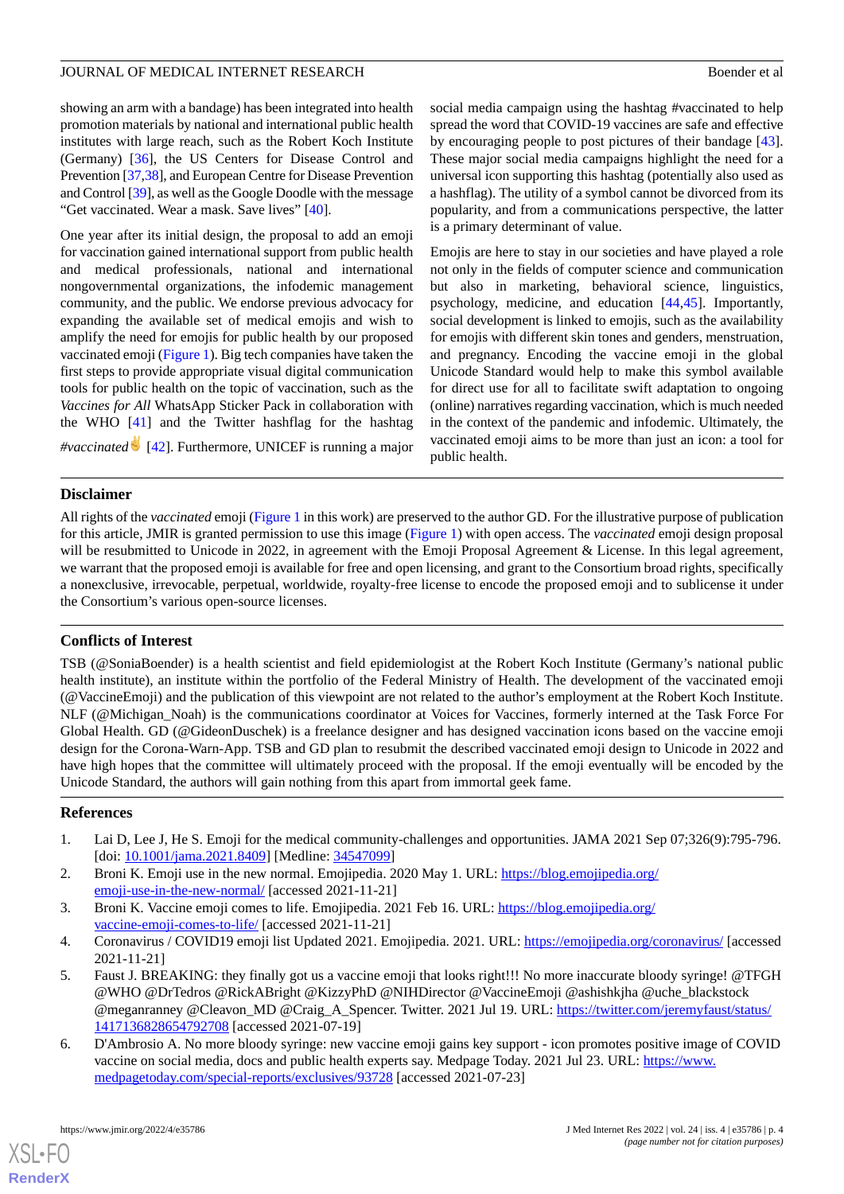showing an arm with a bandage) has been integrated into health promotion materials by national and international public health institutes with large reach, such as the Robert Koch Institute (Germany) [36], the US Centers for Disease Control and Prevention [37,38], and European Centre for Disease Prevention and Control [39], as well as the Google Doodle with the message "Get vaccinated. Wear a mask. Save lives" [40].

One year after its initial design, the proposal to add an emoji for vaccination gained international support from public health and medical professionals, national and international nongovernmental organizations, the infodemic management community, and the public. We endorse previous advocacy for expanding the available set of medical emojis and wish to amplify the need for emojis for public health by our proposed vaccinated emoji (Figure 1). Big tech companies have taken the first steps to provide appropriate visual digital communication tools for public health on the topic of vaccination, such as the *Vaccines for All* WhatsApp Sticker Pack in collaboration with the WHO [41] and the Twitter hashflag for the hashtag *#vaccinated*✌ [42]. Furthermore, UNICEF is running a major social media campaign using the hashtag #vaccinated to help spread the word that COVID-19 vaccines are safe and effective by encouraging people to post pictures of their bandage [43]. These major social media campaigns highlight the need for a universal icon supporting this hashtag (potentially also used as a hashflag). The utility of a symbol cannot be divorced from its popularity, and from a communications perspective, the latter is a primary determinant of value.

Emojis are here to stay in our societies and have played a role not only in the fields of computer science and communication but also in marketing, behavioral science, linguistics, psychology, medicine, and education [44,45]. Importantly, social development is linked to emojis, such as the availability for emojis with different skin tones and genders, menstruation, and pregnancy. Encoding the vaccine emoji in the global Unicode Standard would help to make this symbol available for direct use for all to facilitate swift adaptation to ongoing (online) narratives regarding vaccination, which is much needed in the context of the pandemic and infodemic. Ultimately, the vaccinated emoji aims to be more than just an icon: a tool for public health.

## Disclaimer

All rights of the *vaccinated* emoji (Figure 1 in this work) are preserved to the author GD. For the illustrative purpose of publication for this article, JMIR is granted permission to use this image (Figure 1) with open access. The *vaccinated* emoji design proposal will be resubmitted to Unicode in 2022, in agreement with the Emoji Proposal Agreement & License. In this legal agreement, we warrant that the proposed emoji is available for free and open licensing, and grant to the Consortium broad rights, specifically a nonexclusive, irrevocable, perpetual, worldwide, royalty-free license to encode the proposed emoji and to sublicense it under the Consortium's various open-source licenses.

## Conflicts of Interest

TSB (@SoniaBoender) is a health scientist and field epidemiologist at the Robert Koch Institute (Germany's national public health institute), an institute within the portfolio of the Federal Ministry of Health. The development of the vaccinated emoji (@VaccineEmoji) and the publication of this viewpoint are not related to the author's employment at the Robert Koch Institute. NLF (@Michigan_Noah) is the communications coordinator at Voices for Vaccines, formerly interned at the Task Force For Global Health. GD (@GideonDuschek) is a freelance designer and has designed vaccination icons based on the vaccine emoji design for the Corona-Warn-App. TSB and GD plan to resubmit the described vaccinated emoji design to Unicode in 2022 and have high hopes that the committee will ultimately proceed with the proposal. If the emoji eventually will be encoded by the Unicode Standard, the authors will gain nothing from this apart from immortal geek fame.

## References

1. Lai D, Lee J, He S. Emoji for the medical community-challenges and opportunities. JAMA 2021 Sep 07;326(9):795-796. [doi: 10.1001/jama.2021.8409] [Medline: 34547099]
2. Broni K. Emoji use in the new normal. Emojipedia. 2020 May 1. URL: https://blog.emojipedia.org/emoji-use-in-the-new-normal/ [accessed 2021-11-21]
3. Broni K. Vaccine emoji comes to life. Emojipedia. 2021 Feb 16. URL: https://blog.emojipedia.org/vaccine-emoji-comes-to-life/ [accessed 2021-11-21]
4. Coronavirus / COVID19 emoji list Updated 2021. Emojipedia. 2021. URL: https://emojipedia.org/coronavirus/ [accessed 2021-11-21]
5. Faust J. BREAKING: they finally got us a vaccine emoji that looks right!!! No more inaccurate bloody syringe! @TFGH @WHO @DrTedros @RickABright @KizzyPhD @NIHDirector @VaccineEmoji @ashishkjha @uche_blackstock @meganranney @Cleavon_MD @Craig_A_Spencer. Twitter. 2021 Jul 19. URL: https://twitter.com/jeremyfaust/status/1417136828654792708 [accessed 2021-07-19]
6. D'Ambrosio A. No more bloody syringe: new vaccine emoji gains key support - icon promotes positive image of COVID vaccine on social media, docs and public health experts say. Medpage Today. 2021 Jul 23. URL: https://www.medpagetoday.com/special-reports/exclusives/93728 [accessed 2021-07-23]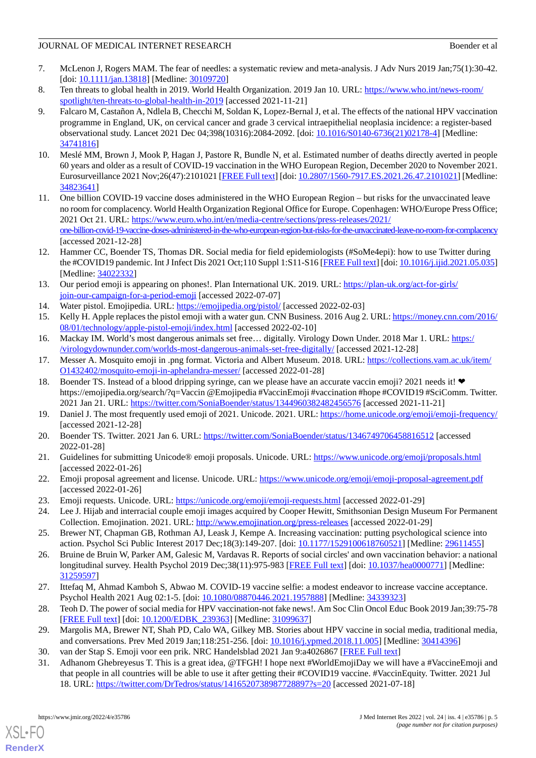7. McLenon J, Rogers MAM. The fear of needles: a systematic review and meta-analysis. J Adv Nurs 2019 Jan;75(1):30-42. [doi: 10.1111/jan.13818] [Medline: 30109720]
8. Ten threats to global health in 2019. World Health Organization. 2019 Jan 10. URL: https://www.who.int/news-room/spotlight/ten-threats-to-global-health-in-2019 [accessed 2021-11-21]
9. Falcaro M, Castañon A, Ndlela B, Checchi M, Soldan K, Lopez-Bernal J, et al. The effects of the national HPV vaccination programme in England, UK, on cervical cancer and grade 3 cervical intraepithelial neoplasia incidence: a register-based observational study. Lancet 2021 Dec 04;398(10316):2084-2092. [doi: 10.1016/S0140-6736(21)02178-4] [Medline: 34741816]
10. Meslé MM, Brown J, Mook P, Hagan J, Pastore R, Bundle N, et al. Estimated number of deaths directly averted in people 60 years and older as a result of COVID-19 vaccination in the WHO European Region, December 2020 to November 2021. Eurosurveillance 2021 Nov;26(47):2101021 [FREE Full text] [doi: 10.2807/1560-7917.ES.2021.26.47.2101021] [Medline: 34823641]
11. One billion COVID-19 vaccine doses administered in the WHO European Region – but risks for the unvaccinated leave no room for complacency. World Health Organization Regional Office for Europe. Copenhagen: WHO/Europe Press Office; 2021 Oct 21. URL: https://www.euro.who.int/en/media-centre/sections/press-releases/2021/one-billion-covid-19-vaccine-doses-administered-in-the-who-european-region-but-risks-for-the-unvaccinated-leave-no-room-for-complacency [accessed 2021-12-28]
12. Hammer CC, Boender TS, Thomas DR. Social media for field epidemiologists (#SoMe4epi): how to use Twitter during the #COVID19 pandemic. Int J Infect Dis 2021 Oct;110 Suppl 1:S11-S16 [FREE Full text] [doi: 10.1016/j.ijid.2021.05.035] [Medline: 34022332]
13. Our period emoji is appearing on phones!. Plan International UK. 2019. URL: https://plan-uk.org/act-for-girls/join-our-campaign-for-a-period-emoji [accessed 2022-07-07]
14. Water pistol. Emojipedia. URL: https://emojipedia.org/pistol/ [accessed 2022-02-03]
15. Kelly H. Apple replaces the pistol emoji with a water gun. CNN Business. 2016 Aug 2. URL: https://money.cnn.com/2016/08/01/technology/apple-pistol-emoji/index.html [accessed 2022-02-10]
16. Mackay IM. World's most dangerous animals set free… digitally. Virology Down Under. 2018 Mar 1. URL: https://virologydownunder.com/worlds-most-dangerous-animals-set-free-digitally/ [accessed 2021-12-28]
17. Messer A. Mosquito emoji in .png format. Victoria and Albert Museum. 2018. URL: https://collections.vam.ac.uk/item/O1432402/mosquito-emoji-in-aphelandra-messer/ [accessed 2022-01-28]
18. Boender TS. Instead of a blood dripping syringe, can we please have an accurate vaccin emoji? 2021 needs it! ❤ https://emojipedia.org/search/?q=Vaccin @Emojipedia #VaccinEmoji #vaccination #hope #COVID19 #SciComm. Twitter. 2021 Jan 21. URL: https://twitter.com/SoniaBoender/status/1344960382482456576 [accessed 2021-11-21]
19. Daniel J. The most frequently used emoji of 2021. Unicode. 2021. URL: https://home.unicode.org/emoji/emoji-frequency/ [accessed 2021-12-28]
20. Boender TS. Twitter. 2021 Jan 6. URL: https://twitter.com/SoniaBoender/status/1346749706458816512 [accessed 2022-01-28]
21. Guidelines for submitting Unicode® emoji proposals. Unicode. URL: https://www.unicode.org/emoji/proposals.html [accessed 2022-01-26]
22. Emoji proposal agreement and license. Unicode. URL: https://www.unicode.org/emoji/emoji-proposal-agreement.pdf [accessed 2022-01-26]
23. Emoji requests. Unicode. URL: https://unicode.org/emoji/emoji-requests.html [accessed 2022-01-29]
24. Lee J. Hijab and interracial couple emoji images acquired by Cooper Hewitt, Smithsonian Design Museum For Permanent Collection. Emojination. 2021. URL: http://www.emojination.org/press-releases [accessed 2022-01-29]
25. Brewer NT, Chapman GB, Rothman AJ, Leask J, Kempe A. Increasing vaccination: putting psychological science into action. Psychol Sci Public Interest 2017 Dec;18(3):149-207. [doi: 10.1177/1529100618760521] [Medline: 29611455]
26. Bruine de Bruin W, Parker AM, Galesic M, Vardavas R. Reports of social circles' and own vaccination behavior: a national longitudinal survey. Health Psychol 2019 Dec;38(11):975-983 [FREE Full text] [doi: 10.1037/hea0000771] [Medline: 31259597]
27. Ittefaq M, Ahmad Kamboh S, Abwao M. COVID-19 vaccine selfie: a modest endeavor to increase vaccine acceptance. Psychol Health 2021 Aug 02:1-5. [doi: 10.1080/08870446.2021.1957888] [Medline: 34339323]
28. Teoh D. The power of social media for HPV vaccination-not fake news!. Am Soc Clin Oncol Educ Book 2019 Jan;39:75-78 [FREE Full text] [doi: 10.1200/EDBK_239363] [Medline: 31099637]
29. Margolis MA, Brewer NT, Shah PD, Calo WA, Gilkey MB. Stories about HPV vaccine in social media, traditional media, and conversations. Prev Med 2019 Jan;118:251-256. [doi: 10.1016/j.ypmed.2018.11.005] [Medline: 30414396]
30. van der Stap S. Emoji voor een prik. NRC Handelsblad 2021 Jan 9:a4026867 [FREE Full text]
31. Adhanom Ghebreyesus T. This is a great idea, @TFGH! I hope next #WorldEmojiDay we will have a #VaccineEmoji and that people in all countries will be able to use it after getting their #COVID19 vaccine. #VaccinEquity. Twitter. 2021 Jul 18. URL: https://twitter.com/DrTedros/status/1416520738987728897?s=20 [accessed 2021-07-18]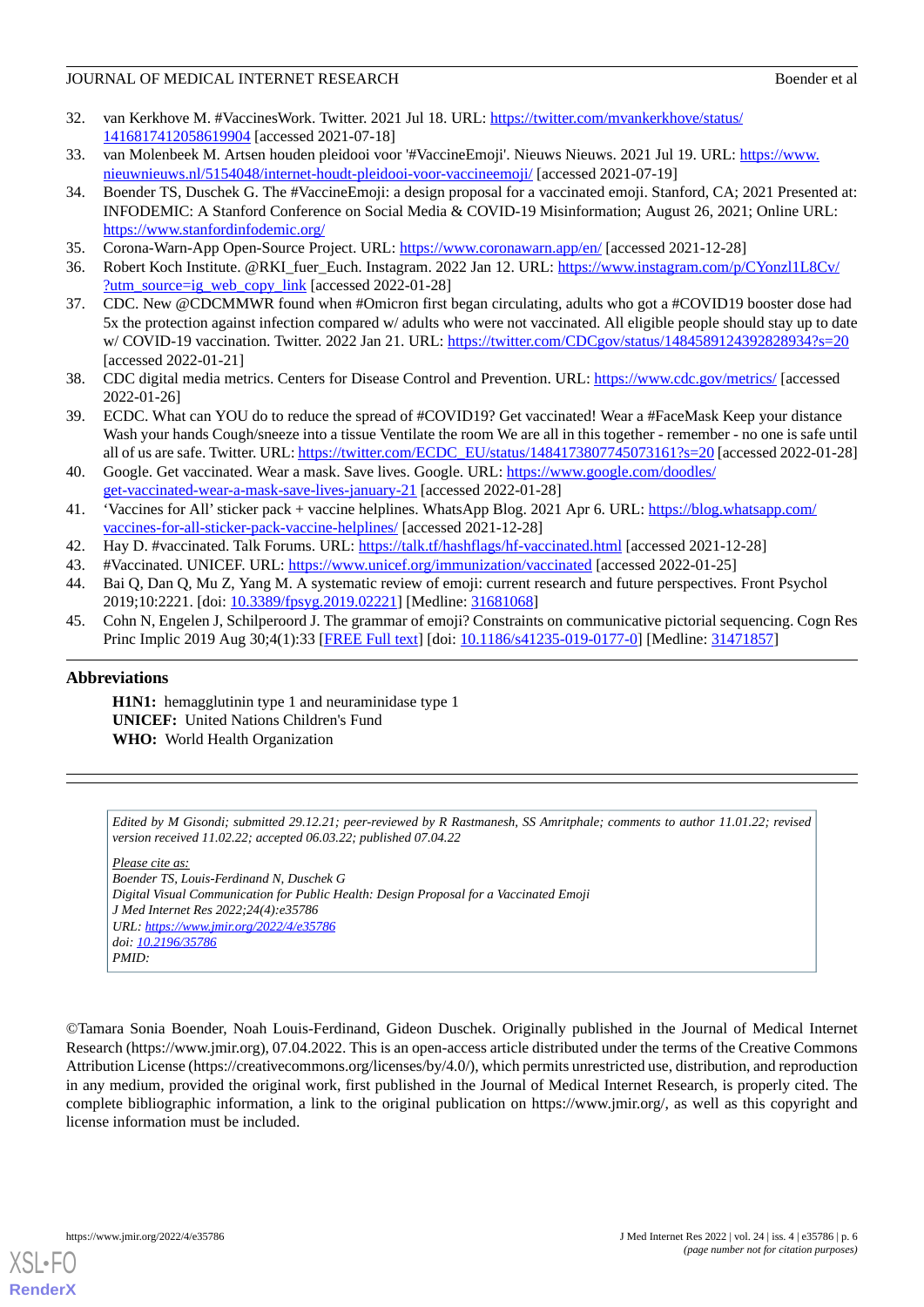32. van Kerkhove M. #VaccinesWork. Twitter. 2021 Jul 18. URL: https://twitter.com/mvankerkhove/status/1416817412058619904 [accessed 2021-07-18]
33. van Molenbeek M. Artsen houden pleidooi voor '#VaccineEmoji'. Nieuws Nieuws. 2021 Jul 19. URL: https://www.nieuwnieuws.nl/5154048/internet-houdt-pleidooi-voor-vaccineemoji/ [accessed 2021-07-19]
34. Boender TS, Duschek G. The #VaccineEmoji: a design proposal for a vaccinated emoji. Stanford, CA; 2021 Presented at: INFODEMIC: A Stanford Conference on Social Media & COVID-19 Misinformation; August 26, 2021; Online URL: https://www.stanfordinfodemic.org/
35. Corona-Warn-App Open-Source Project. URL: https://www.coronawarn.app/en/ [accessed 2021-12-28]
36. Robert Koch Institute. @RKI_fuer_Euch. Instagram. 2022 Jan 12. URL: https://www.instagram.com/p/CYonzl1L8Cv/?utm_source=ig_web_copy_link [accessed 2022-01-28]
37. CDC. New @CDCMMWR found when #Omicron first began circulating, adults who got a #COVID19 booster dose had 5x the protection against infection compared w/ adults who were not vaccinated. All eligible people should stay up to date w/ COVID-19 vaccination. Twitter. 2022 Jan 21. URL: https://twitter.com/CDCgov/status/1484589124392828934?s=20 [accessed 2022-01-21]
38. CDC digital media metrics. Centers for Disease Control and Prevention. URL: https://www.cdc.gov/metrics/ [accessed 2022-01-26]
39. ECDC. What can YOU do to reduce the spread of #COVID19? Get vaccinated! Wear a #FaceMask Keep your distance Wash your hands Cough/sneeze into a tissue Ventilate the room We are all in this together - remember - no one is safe until all of us are safe. Twitter. URL: https://twitter.com/ECDC_EU/status/1484173807745073161?s=20 [accessed 2022-01-28]
40. Google. Get vaccinated. Wear a mask. Save lives. Google. URL: https://www.google.com/doodles/get-vaccinated-wear-a-mask-save-lives-january-21 [accessed 2022-01-28]
41. 'Vaccines for All' sticker pack + vaccine helplines. WhatsApp Blog. 2021 Apr 6. URL: https://blog.whatsapp.com/vaccines-for-all-sticker-pack-vaccine-helplines/ [accessed 2021-12-28]
42. Hay D. #vaccinated. Talk Forums. URL: https://talk.tf/hashflags/hf-vaccinated.html [accessed 2021-12-28]
43. #Vaccinated. UNICEF. URL: https://www.unicef.org/immunization/vaccinated [accessed 2022-01-25]
44. Bai Q, Dan Q, Mu Z, Yang M. A systematic review of emoji: current research and future perspectives. Front Psychol 2019;10:2221. [doi: 10.3389/fpsyg.2019.02221] [Medline: 31681068]
45. Cohn N, Engelen J, Schilperoord J. The grammar of emoji? Constraints on communicative pictorial sequencing. Cogn Res Princ Implic 2019 Aug 30;4(1):33 [FREE Full text] [doi: 10.1186/s41235-019-0177-0] [Medline: 31471857]

## Abbreviations

**H1N1:** hemagglutinin type 1 and neuraminidase type 1
**UNICEF:** United Nations Children's Fund
**WHO:** World Health Organization

*Edited by M Gisondi; submitted 29.12.21; peer-reviewed by R Rastmanesh, SS Amritphale; comments to author 11.01.22; revised version received 11.02.22; accepted 06.03.22; published 07.04.22*

*Please cite as:*
*Boender TS, Louis-Ferdinand N, Duschek G*
*Digital Visual Communication for Public Health: Design Proposal for a Vaccinated Emoji*
*J Med Internet Res 2022;24(4):e35786*
*URL: https://www.jmir.org/2022/4/e35786*
*doi: 10.2196/35786*
*PMID:*

©Tamara Sonia Boender, Noah Louis-Ferdinand, Gideon Duschek. Originally published in the Journal of Medical Internet Research (https://www.jmir.org), 07.04.2022. This is an open-access article distributed under the terms of the Creative Commons Attribution License (https://creativecommons.org/licenses/by/4.0/), which permits unrestricted use, distribution, and reproduction in any medium, provided the original work, first published in the Journal of Medical Internet Research, is properly cited. The complete bibliographic information, a link to the original publication on https://www.jmir.org/, as well as this copyright and license information must be included.